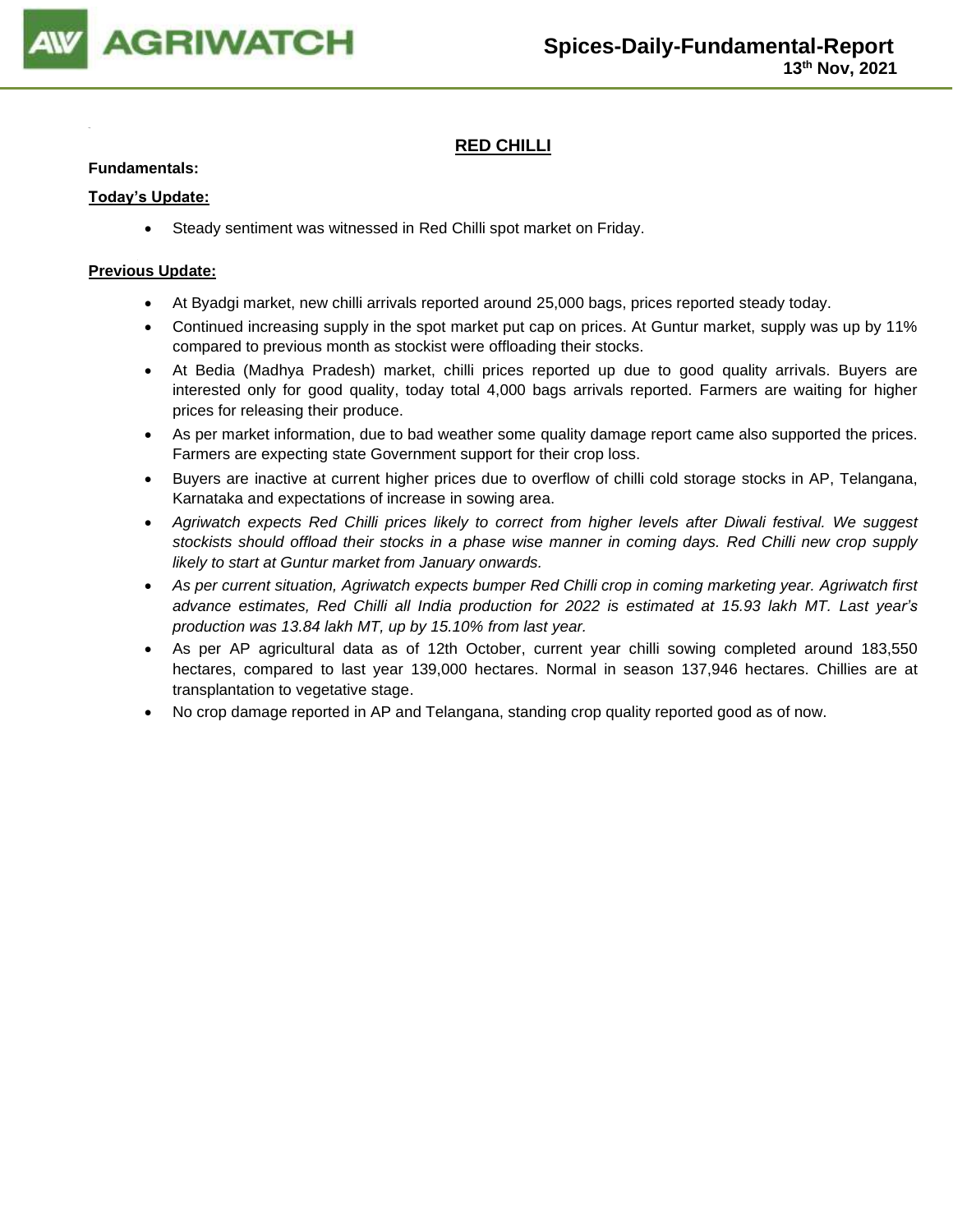# Spices-Daily-Fundamental-Report

**13th Nov, 2021**

## RED CHILLI

**Fundamentals:**

**Today's Update:**

- Steady sentiment was witnessed in Red Chilli spot market on Friday.

**Previous Update:**

- At Byadgi market, new chilli arrivals reported around 25,000 bags, prices reported steady today.
- Continued increasing supply in the spot market put cap on prices. At Guntur market, supply was up by 11% compared to previous month as stockist were offloading their stocks.
- At Bedia (Madhya Pradesh) market, chilli prices reported up due to good quality arrivals. Buyers are interested only for good quality, today total 4,000 bags arrivals reported. Farmers are waiting for higher prices for releasing their produce.
- As per market information, due to bad weather some quality damage report came also supported the prices. Farmers are expecting state Government support for their crop loss.
- Buyers are inactive at current higher prices due to overflow of chilli cold storage stocks in AP, Telangana, Karnataka and expectations of increase in sowing area.
- *Agriwatch expects Red Chilli prices likely to correct from higher levels after Diwali festival. We suggest stockists should offload their stocks in a phase wise manner in coming days. Red Chilli new crop supply likely to start at Guntur market from January onwards.*
- *As per current situation, Agriwatch expects bumper Red Chilli crop in coming marketing year. Agriwatch first advance estimates, Red Chilli all India production for 2022 is estimated at 15.93 lakh MT. Last year's production was 13.84 lakh MT, up by 15.10% from last year.*
- As per AP agricultural data as of 12th October, current year chilli sowing completed around 183,550 hectares, compared to last year 139,000 hectares. Normal in season 137,946 hectares. Chillies are at transplantation to vegetative stage.
- No crop damage reported in AP and Telangana, standing crop quality reported good as of now.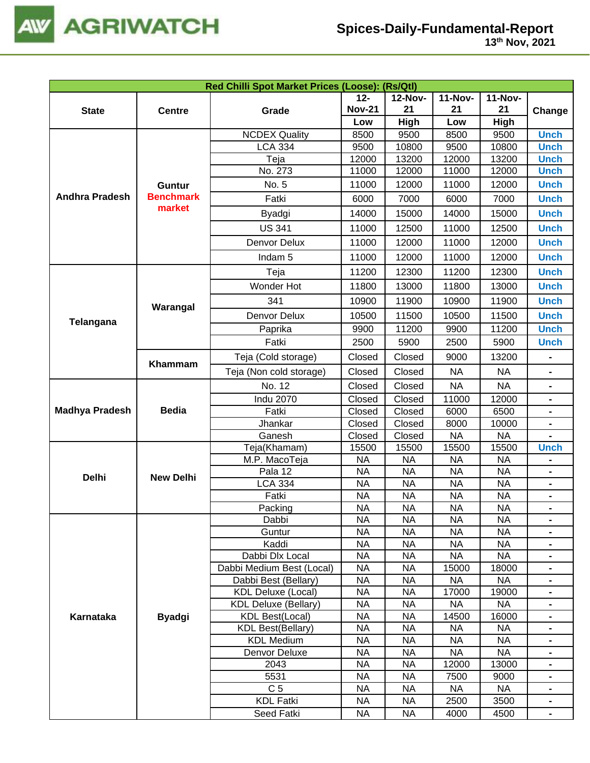# Spices-Daily-Fundamental-Report

13th Nov, 2021

| Red Chilli Spot Market Prices (Loose): (Rs/Qtl) | | | | | | | |
|---|---|---|---|---|---|---|---|
| State | Centre | Grade | 12-Nov-21 | 12-Nov-21 | 11-Nov-21 | 11-Nov-21 | Change |
| | | | Low | High | Low | High | |
| Andhra Pradesh | Guntur Benchmark market | NCDEX Quality | 8500 | 9500 | 8500 | 9500 | Unch |
| | | LCA 334 | 9500 | 10800 | 9500 | 10800 | Unch |
| | | Teja | 12000 | 13200 | 12000 | 13200 | Unch |
| | | No. 273 | 11000 | 12000 | 11000 | 12000 | Unch |
| | | No. 5 | 11000 | 12000 | 11000 | 12000 | Unch |
| | | Fatki | 6000 | 7000 | 6000 | 7000 | Unch |
| | | Byadgi | 14000 | 15000 | 14000 | 15000 | Unch |
| | | US 341 | 11000 | 12500 | 11000 | 12500 | Unch |
| | | Denvor Delux | 11000 | 12000 | 11000 | 12000 | Unch |
| | | Indam 5 | 11000 | 12000 | 11000 | 12000 | Unch |
| Telangana | Warangal | Teja | 11200 | 12300 | 11200 | 12300 | Unch |
| | | Wonder Hot | 11800 | 13000 | 11800 | 13000 | Unch |
| | | 341 | 10900 | 11900 | 10900 | 11900 | Unch |
| | | Denvor Delux | 10500 | 11500 | 10500 | 11500 | Unch |
| | | Paprika | 9900 | 11200 | 9900 | 11200 | Unch |
| | | Fatki | 2500 | 5900 | 2500 | 5900 | Unch |
| | Khammam | Teja (Cold storage) | Closed | Closed | 9000 | 13200 | - |
| | | Teja (Non cold storage) | Closed | Closed | NA | NA | - |
| Madhya Pradesh | Bedia | No. 12 | Closed | Closed | NA | NA | - |
| | | Indu 2070 | Closed | Closed | 11000 | 12000 | - |
| | | Fatki | Closed | Closed | 6000 | 6500 | - |
| | | Jhankar | Closed | Closed | 8000 | 10000 | - |
| | | Ganesh | Closed | Closed | NA | NA | - |
| Delhi | New Delhi | Teja(Khamam) | 15500 | 15500 | 15500 | 15500 | Unch |
| | | M.P. MacoTeja | NA | NA | NA | NA | - |
| | | Pala 12 | NA | NA | NA | NA | - |
| | | LCA 334 | NA | NA | NA | NA | - |
| | | Fatki | NA | NA | NA | NA | - |
| | | Packing | NA | NA | NA | NA | - |
| Karnataka | Byadgi | Dabbi | NA | NA | NA | NA | - |
| | | Guntur | NA | NA | NA | NA | - |
| | | Kaddi | NA | NA | NA | NA | - |
| | | Dabbi Dlx Local | NA | NA | NA | NA | - |
| | | Dabbi Medium Best (Local) | NA | NA | 15000 | 18000 | - |
| | | Dabbi Best (Bellary) | NA | NA | NA | NA | - |
| | | KDL Deluxe (Local) | NA | NA | 17000 | 19000 | - |
| | | KDL Deluxe (Bellary) | NA | NA | NA | NA | - |
| | | KDL Best(Local) | NA | NA | 14500 | 16000 | - |
| | | KDL Best(Bellary) | NA | NA | NA | NA | - |
| | | KDL Medium | NA | NA | NA | NA | - |
| | | Denvor Deluxe | NA | NA | NA | NA | - |
| | | 2043 | NA | NA | 12000 | 13000 | - |
| | | 5531 | NA | NA | 7500 | 9000 | - |
| | | C 5 | NA | NA | NA | NA | - |
| | | KDL Fatki | NA | NA | 2500 | 3500 | - |
| | | Seed Fatki | NA | NA | 4000 | 4500 | - |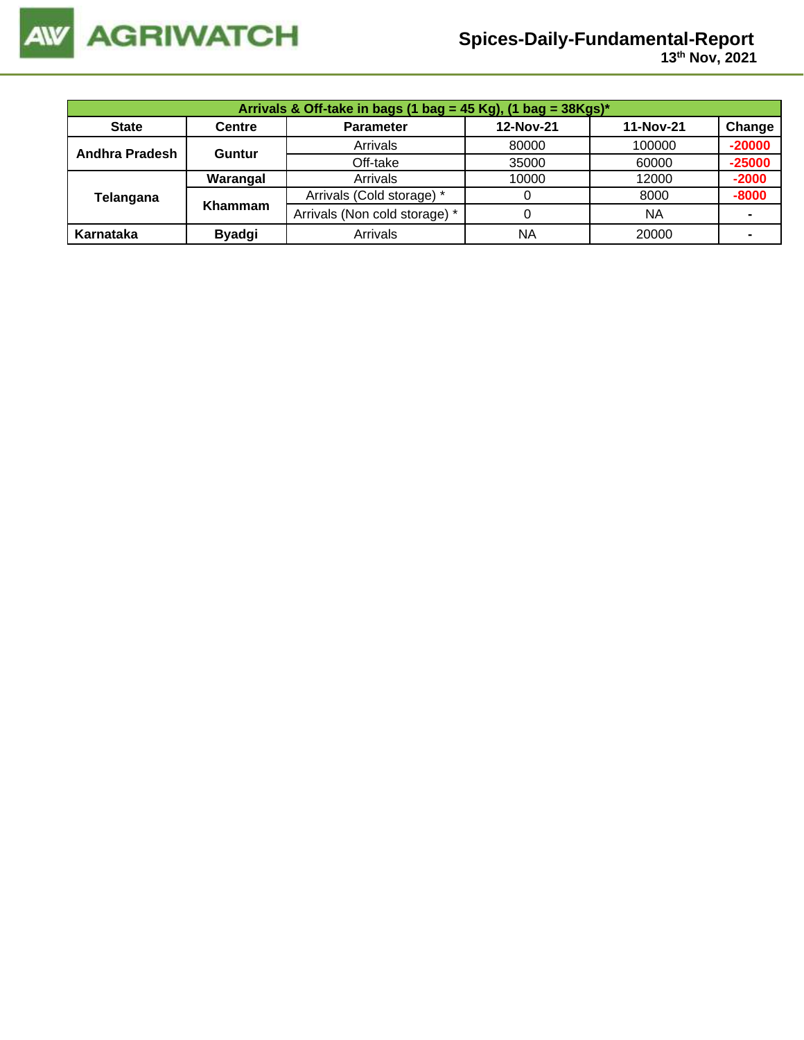| Arrivals & Off-take in bags (1 bag = 45 Kg), (1 bag = 38Kgs)* | | | | | |
|---|---|---|---|---|---|
| **State** | **Centre** | **Parameter** | **12-Nov-21** | **11-Nov-21** | **Change** |
| **Andhra Pradesh** | **Guntur** | Arrivals | 80000 | 100000 | **-20000** |
| | | Off-take | 35000 | 60000 | **-25000** |
| **Telangana** | **Warangal** | Arrivals | 10000 | 12000 | **-2000** |
| | **Khammam** | Arrivals (Cold storage) * | 0 | 8000 | **-8000** |
| | | Arrivals (Non cold storage) * | 0 | NA | **-** |
| **Karnataka** | **Byadgi** | Arrivals | NA | 20000 | **-** |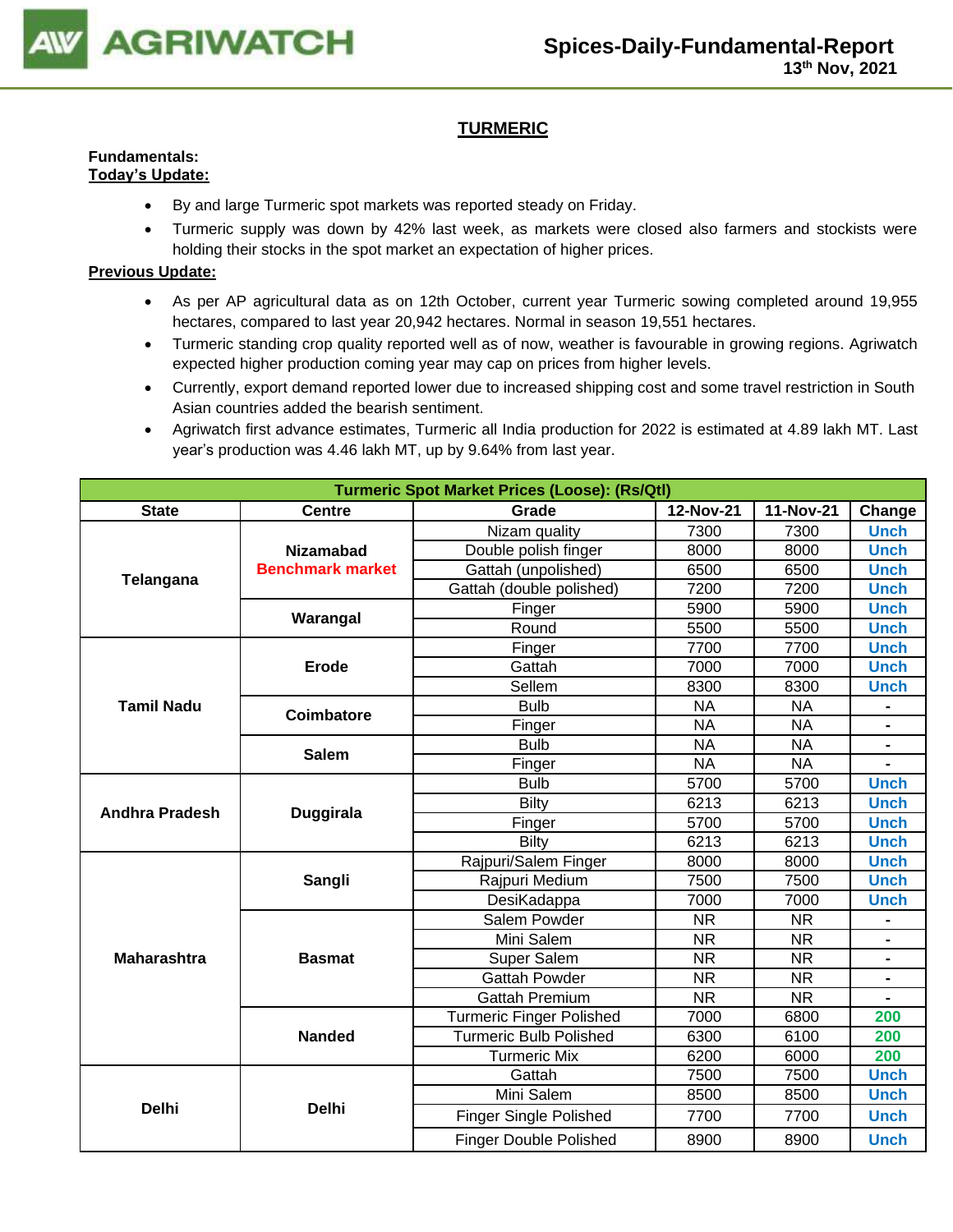## TURMERIC

**Fundamentals:**

**Today's Update:**

- By and large Turmeric spot markets was reported steady on Friday.
- Turmeric supply was down by 42% last week, as markets were closed also farmers and stockists were holding their stocks in the spot market an expectation of higher prices.

**Previous Update:**

- As per AP agricultural data as on 12th October, current year Turmeric sowing completed around 19,955 hectares, compared to last year 20,942 hectares. Normal in season 19,551 hectares.
- Turmeric standing crop quality reported well as of now, weather is favourable in growing regions. Agriwatch expected higher production coming year may cap on prices from higher levels.
- Currently, export demand reported lower due to increased shipping cost and some travel restriction in South Asian countries added the bearish sentiment.
- Agriwatch first advance estimates, Turmeric all India production for 2022 is estimated at 4.89 lakh MT. Last year's production was 4.46 lakh MT, up by 9.64% from last year.

| Turmeric Spot Market Prices (Loose): (Rs/Qtl) | | | | | |
|---|---|---|---|---|---|
| **State** | **Centre** | **Grade** | **12-Nov-21** | **11-Nov-21** | **Change** |
| Telangana | Nizamabad Benchmark market | Nizam quality | 7300 | 7300 | Unch |
| | | Double polish finger | 8000 | 8000 | Unch |
| | | Gattah (unpolished) | 6500 | 6500 | Unch |
| | | Gattah (double polished) | 7200 | 7200 | Unch |
| | Warangal | Finger | 5900 | 5900 | Unch |
| | | Round | 5500 | 5500 | Unch |
| Tamil Nadu | Erode | Finger | 7700 | 7700 | Unch |
| | | Gattah | 7000 | 7000 | Unch |
| | | Sellem | 8300 | 8300 | Unch |
| | Coimbatore | Bulb | NA | NA | - |
| | | Finger | NA | NA | - |
| | Salem | Bulb | NA | NA | - |
| | | Finger | NA | NA | - |
| Andhra Pradesh | Duggirala | Bulb | 5700 | 5700 | Unch |
| | | Bilty | 6213 | 6213 | Unch |
| | | Finger | 5700 | 5700 | Unch |
| | | Bilty | 6213 | 6213 | Unch |
| Maharashtra | Sangli | Rajpuri/Salem Finger | 8000 | 8000 | Unch |
| | | Rajpuri Medium | 7500 | 7500 | Unch |
| | | DesiKadappa | 7000 | 7000 | Unch |
| | Basmat | Salem Powder | NR | NR | - |
| | | Mini Salem | NR | NR | - |
| | | Super Salem | NR | NR | - |
| | | Gattah Powder | NR | NR | - |
| | | Gattah Premium | NR | NR | - |
| | Nanded | Turmeric Finger Polished | 7000 | 6800 | 200 |
| | | Turmeric Bulb Polished | 6300 | 6100 | 200 |
| | | Turmeric Mix | 6200 | 6000 | 200 |
| Delhi | Delhi | Gattah | 7500 | 7500 | Unch |
| | | Mini Salem | 8500 | 8500 | Unch |
| | | Finger Single Polished | 7700 | 7700 | Unch |
| | | Finger Double Polished | 8900 | 8900 | Unch |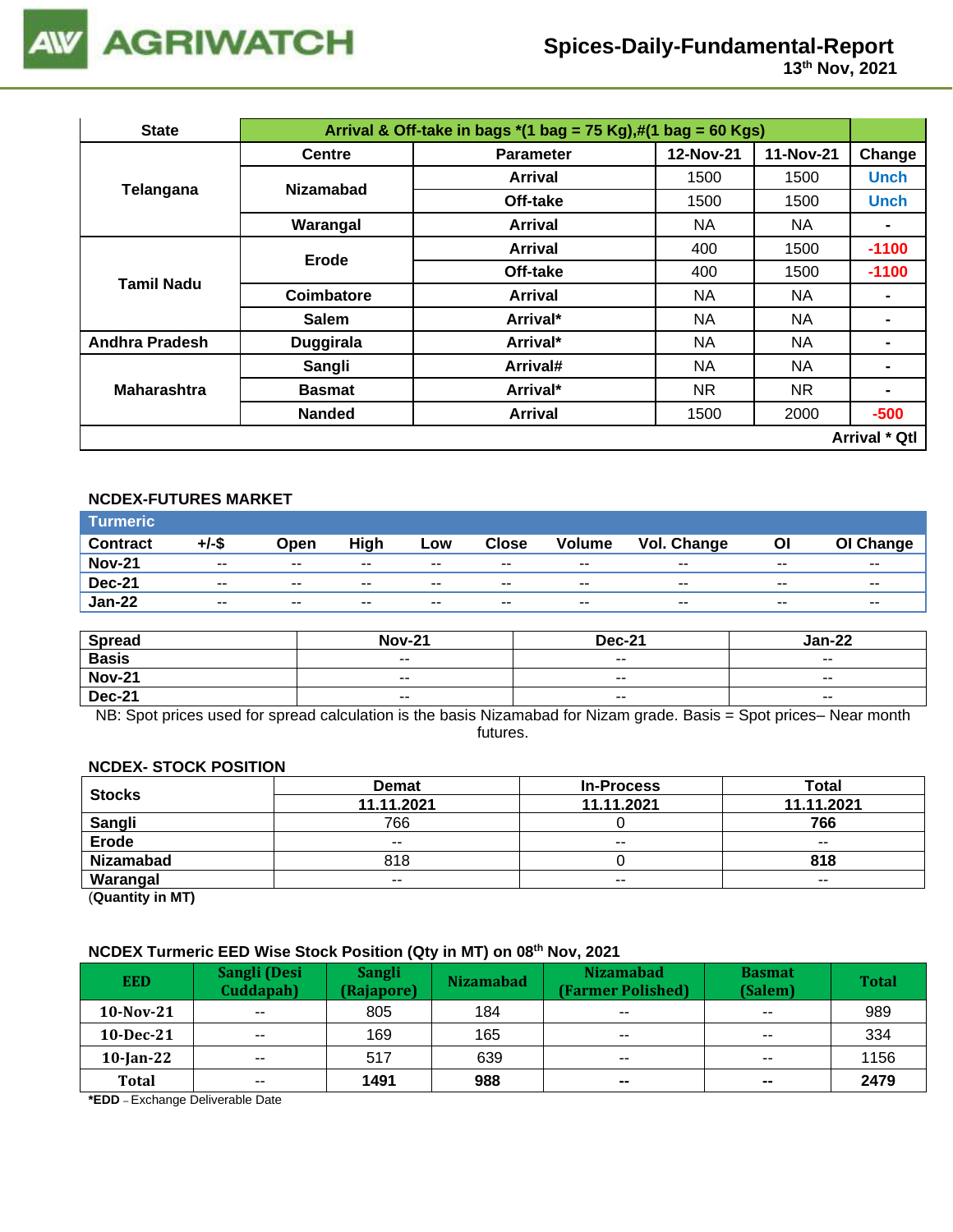| State | Arrival & Off-take in bags *(1 bag = 75 Kg),#(1 bag = 60 Kgs) | | | | | |
|---|---|---|---|---|---|---|
| | Centre | Parameter | 12-Nov-21 | 11-Nov-21 | Change |
| Telangana | Nizamabad | Arrival | 1500 | 1500 | Unch |
| | | Off-take | 1500 | 1500 | Unch |
| | Warangal | Arrival | NA | NA | - |
| Tamil Nadu | Erode | Arrival | 400 | 1500 | -1100 |
| | | Off-take | 400 | 1500 | -1100 |
| | Coimbatore | Arrival | NA | NA | - |
| | Salem | Arrival* | NA | NA | - |
| Andhra Pradesh | Duggirala | Arrival* | NA | NA | - |
| Maharashtra | Sangli | Arrival# | NA | NA | - |
| | Basmat | Arrival* | NR | NR | - |
| | Nanded | Arrival | 1500 | 2000 | -500 |

Arrival * Qtl

## NCDEX-FUTURES MARKET

**Turmeric**

| Contract | +/-$ | Open | High | Low | Close | Volume | Vol. Change | OI | OI Change |
|---|---|---|---|---|---|---|---|---|---|
| Nov-21 | -- | -- | -- | -- | -- | -- | -- | -- | -- |
| Dec-21 | -- | -- | -- | -- | -- | -- | -- | -- | -- |
| Jan-22 | -- | -- | -- | -- | -- | -- | -- | -- | -- |

| Spread | Nov-21 | Dec-21 | Jan-22 |
|---|---|---|---|
| Basis | -- | -- | -- |
| Nov-21 | -- | -- | -- |
| Dec-21 | -- | -- | -- |

NB: Spot prices used for spread calculation is the basis Nizamabad for Nizam grade. Basis = Spot prices– Near month futures.

## NCDEX- STOCK POSITION

| Stocks | Demat | In-Process | Total |
|---|---|---|---|
| | 11.11.2021 | 11.11.2021 | 11.11.2021 |
| Sangli | 766 | 0 | **766** |
| Erode | -- | -- | -- |
| Nizamabad | 818 | 0 | **818** |
| Warangal | -- | -- | -- |

(**Quantity in MT)**

## NCDEX Turmeric EED Wise Stock Position (Qty in MT) on 08th Nov, 2021

| EED | Sangli (Desi Cuddapah) | Sangli (Rajapore) | Nizamabad | Nizamabad (Farmer Polished) | Basmat (Salem) | Total |
|---|---|---|---|---|---|---|
| 10-Nov-21 | -- | 805 | 184 | -- | -- | 989 |
| 10-Dec-21 | -- | 169 | 165 | -- | -- | 334 |
| 10-Jan-22 | -- | 517 | 639 | -- | -- | 1156 |
| **Total** | -- | **1491** | **988** | **--** | **--** | **2479** |

***EDD** – Exchange Deliverable Date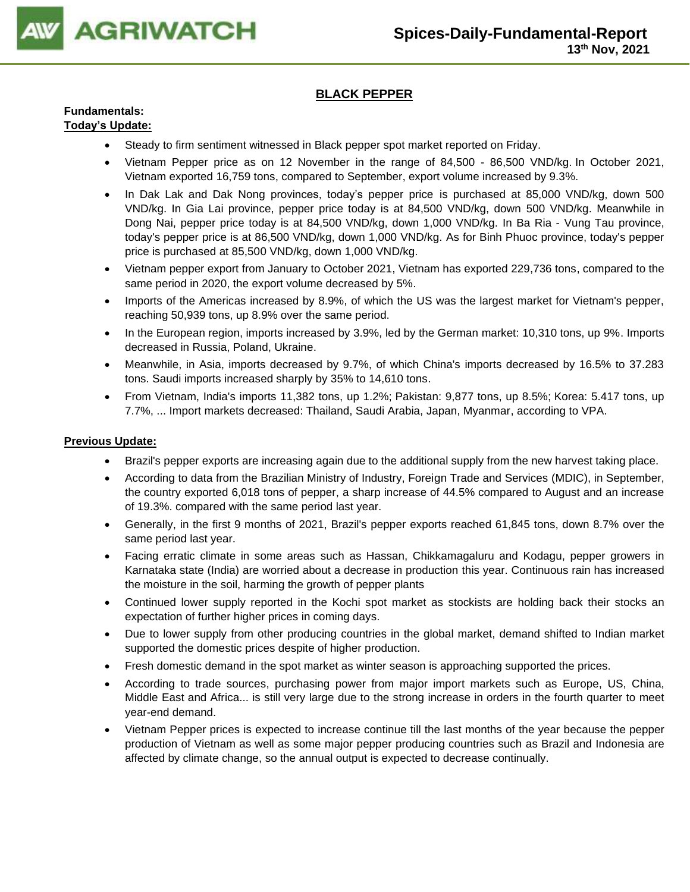## BLACK PEPPER

**Fundamentals:**

**Today's Update:**

- Steady to firm sentiment witnessed in Black pepper spot market reported on Friday.
- Vietnam Pepper price as on 12 November in the range of 84,500 - 86,500 VND/kg. In October 2021, Vietnam exported 16,759 tons, compared to September, export volume increased by 9.3%.
- In Dak Lak and Dak Nong provinces, today's pepper price is purchased at 85,000 VND/kg, down 500 VND/kg. In Gia Lai province, pepper price today is at 84,500 VND/kg, down 500 VND/kg. Meanwhile in Dong Nai, pepper price today is at 84,500 VND/kg, down 1,000 VND/kg. In Ba Ria - Vung Tau province, today's pepper price is at 86,500 VND/kg, down 1,000 VND/kg. As for Binh Phuoc province, today's pepper price is purchased at 85,500 VND/kg, down 1,000 VND/kg.
- Vietnam pepper export from January to October 2021, Vietnam has exported 229,736 tons, compared to the same period in 2020, the export volume decreased by 5%.
- Imports of the Americas increased by 8.9%, of which the US was the largest market for Vietnam's pepper, reaching 50,939 tons, up 8.9% over the same period.
- In the European region, imports increased by 3.9%, led by the German market: 10,310 tons, up 9%. Imports decreased in Russia, Poland, Ukraine.
- Meanwhile, in Asia, imports decreased by 9.7%, of which China's imports decreased by 16.5% to 37.283 tons. Saudi imports increased sharply by 35% to 14,610 tons.
- From Vietnam, India's imports 11,382 tons, up 1.2%; Pakistan: 9,877 tons, up 8.5%; Korea: 5.417 tons, up 7.7%, ... Import markets decreased: Thailand, Saudi Arabia, Japan, Myanmar, according to VPA.

**Previous Update:**

- Brazil's pepper exports are increasing again due to the additional supply from the new harvest taking place.
- According to data from the Brazilian Ministry of Industry, Foreign Trade and Services (MDIC), in September, the country exported 6,018 tons of pepper, a sharp increase of 44.5% compared to August and an increase of 19.3%. compared with the same period last year.
- Generally, in the first 9 months of 2021, Brazil's pepper exports reached 61,845 tons, down 8.7% over the same period last year.
- Facing erratic climate in some areas such as Hassan, Chikkamagaluru and Kodagu, pepper growers in Karnataka state (India) are worried about a decrease in production this year. Continuous rain has increased the moisture in the soil, harming the growth of pepper plants
- Continued lower supply reported in the Kochi spot market as stockists are holding back their stocks an expectation of further higher prices in coming days.
- Due to lower supply from other producing countries in the global market, demand shifted to Indian market supported the domestic prices despite of higher production.
- Fresh domestic demand in the spot market as winter season is approaching supported the prices.
- According to trade sources, purchasing power from major import markets such as Europe, US, China, Middle East and Africa... is still very large due to the strong increase in orders in the fourth quarter to meet year-end demand.
- Vietnam Pepper prices is expected to increase continue till the last months of the year because the pepper production of Vietnam as well as some major pepper producing countries such as Brazil and Indonesia are affected by climate change, so the annual output is expected to decrease continually.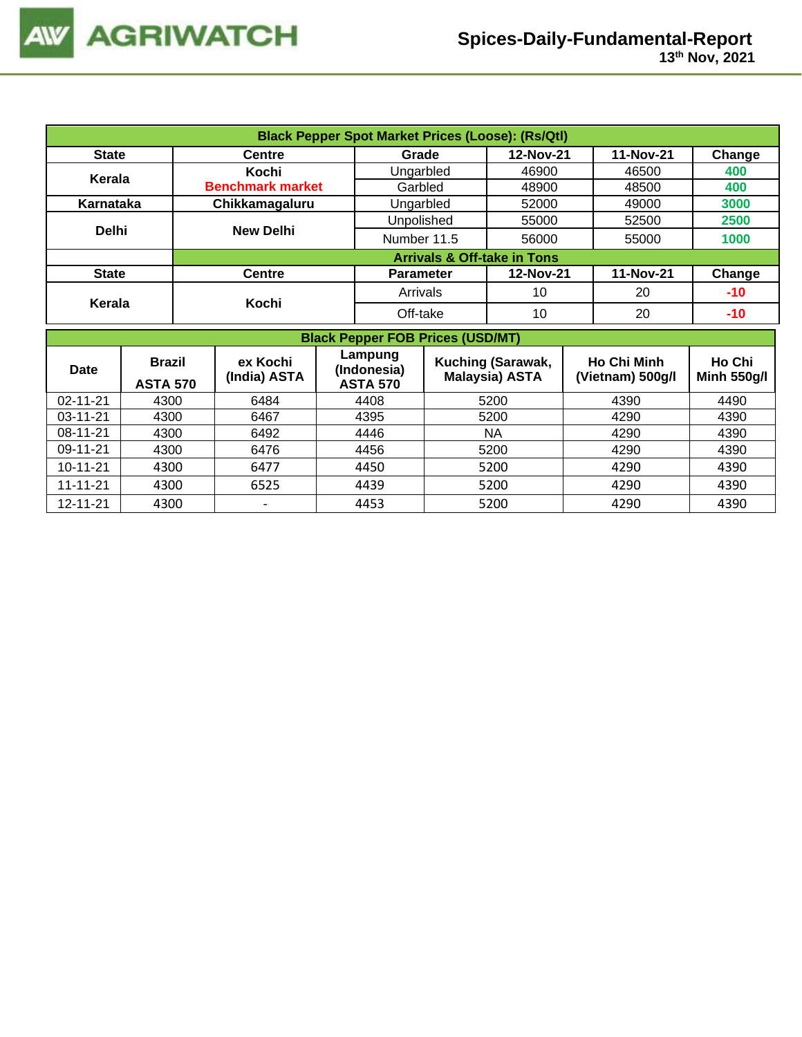**Black Pepper Spot Market Prices (Loose): (Rs/Qtl)**

| State | Centre | Grade | 12-Nov-21 | 11-Nov-21 | Change |
|---|---|---|---|---|---|
| Kerala | Kochi Benchmark market | Ungarbled | 46900 | 46500 | 400 |
| | | Garbled | 48900 | 48500 | 400 |
| Karnataka | Chikkamagaluru | Ungarbled | 52000 | 49000 | 3000 |
| Delhi | New Delhi | Unpolished | 55000 | 52500 | 2500 |
| | | Number 11.5 | 56000 | 55000 | 1000 |

**Arrivals & Off-take in Tons**

| State | Centre | Parameter | 12-Nov-21 | 11-Nov-21 | Change |
|---|---|---|---|---|---|
| Kerala | Kochi | Arrivals | 10 | 20 | -10 |
| | | Off-take | 10 | 20 | -10 |

**Black Pepper FOB Prices (USD/MT)**

| Date | Brazil ASTA 570 | ex Kochi (India) ASTA | Lampung (Indonesia) ASTA 570 | Kuching (Sarawak, Malaysia) ASTA | Ho Chi Minh (Vietnam) 500g/l | Ho Chi Minh 550g/l |
|---|---|---|---|---|---|---|
| 02-11-21 | 4300 | 6484 | 4408 | 5200 | 4390 | 4490 |
| 03-11-21 | 4300 | 6467 | 4395 | 5200 | 4290 | 4390 |
| 08-11-21 | 4300 | 6492 | 4446 | NA | 4290 | 4390 |
| 09-11-21 | 4300 | 6476 | 4456 | 5200 | 4290 | 4390 |
| 10-11-21 | 4300 | 6477 | 4450 | 5200 | 4290 | 4390 |
| 11-11-21 | 4300 | 6525 | 4439 | 5200 | 4290 | 4390 |
| 12-11-21 | 4300 | - | 4453 | 5200 | 4290 | 4390 |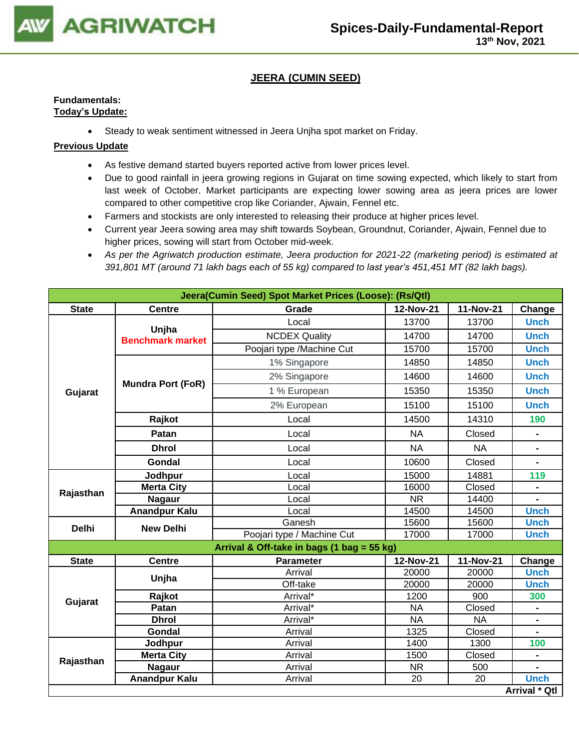## JEERA (CUMIN SEED)

**Fundamentals:**

**Today's Update:**

- Steady to weak sentiment witnessed in Jeera Unjha spot market on Friday.

**Previous Update**

- As festive demand started buyers reported active from lower prices level.
- Due to good rainfall in jeera growing regions in Gujarat on time sowing expected, which likely to start from last week of October. Market participants are expecting lower sowing area as jeera prices are lower compared to other competitive crop like Coriander, Ajwain, Fennel etc.
- Farmers and stockists are only interested to releasing their produce at higher prices level.
- Current year Jeera sowing area may shift towards Soybean, Groundnut, Coriander, Ajwain, Fennel due to higher prices, sowing will start from October mid-week.
- *As per the Agriwatch production estimate, Jeera production for 2021-22 (marketing period) is estimated at 391,801 MT (around 71 lakh bags each of 55 kg) compared to last year's 451,451 MT (82 lakh bags).*

| Jeera(Cumin Seed) Spot Market Prices (Loose): (Rs/Qtl) | | | | | |
|---|---|---|---|---|---|
| **State** | **Centre** | **Grade** | **12-Nov-21** | **11-Nov-21** | **Change** |
| Gujarat | Unjha Benchmark market | Local | 13700 | 13700 | Unch |
| | | NCDEX Quality | 14700 | 14700 | Unch |
| | | Poojari type /Machine Cut | 15700 | 15700 | Unch |
| | Mundra Port (FoR) | 1% Singapore | 14850 | 14850 | Unch |
| | | 2% Singapore | 14600 | 14600 | Unch |
| | | 1 % European | 15350 | 15350 | Unch |
| | | 2% European | 15100 | 15100 | Unch |
| | Rajkot | Local | 14500 | 14310 | 190 |
| | Patan | Local | NA | Closed | - |
| | Dhrol | Local | NA | NA | - |
| | Gondal | Local | 10600 | Closed | - |
| Rajasthan | Jodhpur | Local | 15000 | 14881 | 119 |
| | Merta City | Local | 16000 | Closed | - |
| | Nagaur | Local | NR | 14400 | - |
| | Anandpur Kalu | Local | 14500 | 14500 | Unch |
| Delhi | New Delhi | Ganesh | 15600 | 15600 | Unch |
| | | Poojari type / Machine Cut | 17000 | 17000 | Unch |
| **Arrival & Off-take in bags (1 bag = 55 kg)** | | | | | |
| **State** | **Centre** | **Parameter** | **12-Nov-21** | **11-Nov-21** | **Change** |
| Gujarat | Unjha | Arrival | 20000 | 20000 | Unch |
| | | Off-take | 20000 | 20000 | Unch |
| | Rajkot | Arrival* | 1200 | 900 | 300 |
| | Patan | Arrival* | NA | Closed | - |
| | Dhrol | Arrival* | NA | NA | - |
| | Gondal | Arrival | 1325 | Closed | - |
| Rajasthan | Jodhpur | Arrival | 1400 | 1300 | 100 |
| | Merta City | Arrival | 1500 | Closed | - |
| | Nagaur | Arrival | NR | 500 | - |
| | Anandpur Kalu | Arrival | 20 | 20 | Unch |
| | | | | | Arrival * Qtl |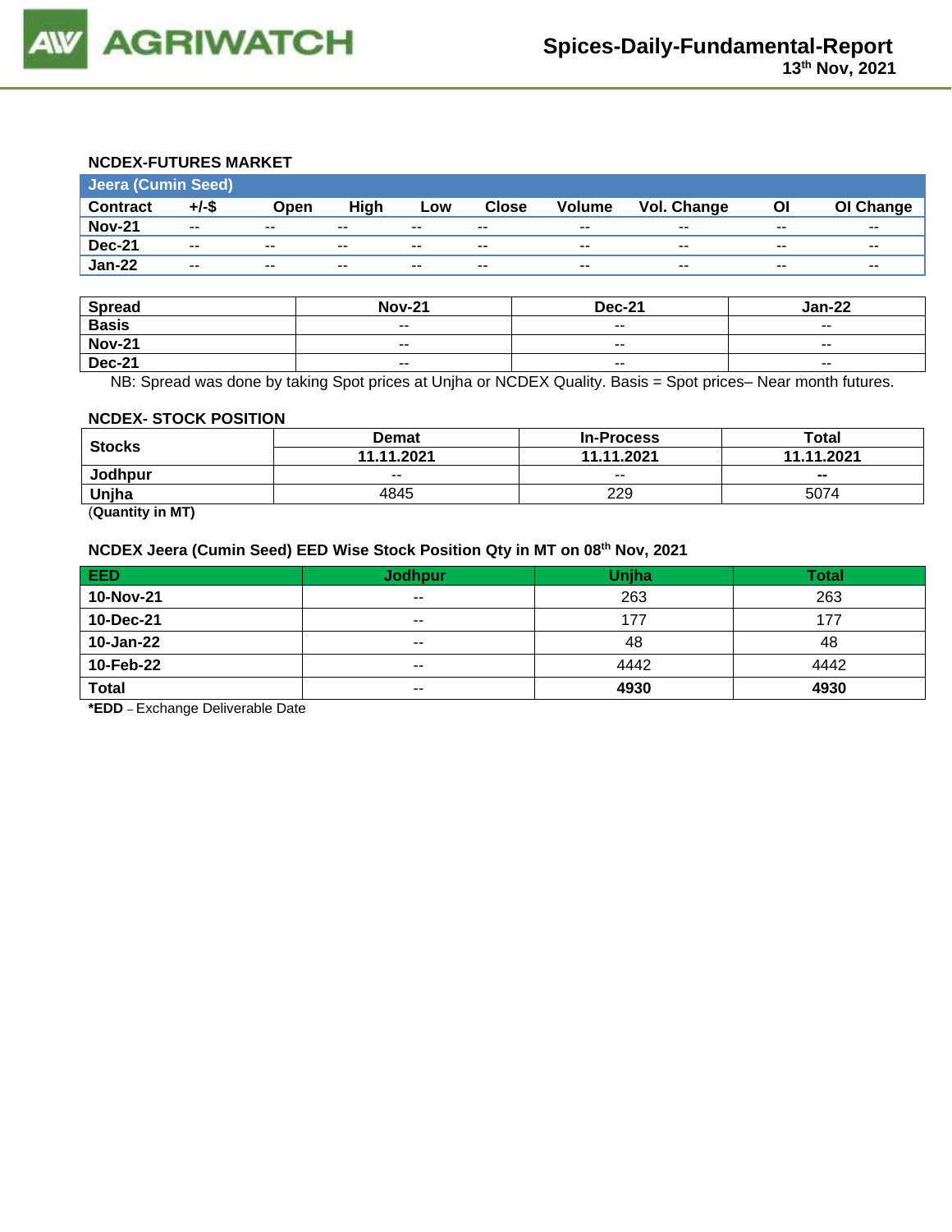## NCDEX-FUTURES MARKET

| Jeera (Cumin Seed) | | | | | | | | | |
|---|---|---|---|---|---|---|---|---|---|
| **Contract** | **+/-$** | **Open** | **High** | **Low** | **Close** | **Volume** | **Vol. Change** | **OI** | **OI Change** |
| **Nov-21** | -- | -- | -- | -- | -- | -- | -- | -- | -- |
| **Dec-21** | -- | -- | -- | -- | -- | -- | -- | -- | -- |
| **Jan-22** | -- | -- | -- | -- | -- | -- | -- | -- | -- |

| Spread | Nov-21 | Dec-21 | Jan-22 |
|---|---|---|---|
| **Basis** | -- | -- | -- |
| **Nov-21** | -- | -- | -- |
| **Dec-21** | -- | -- | -- |

NB: Spread was done by taking Spot prices at Unjha or NCDEX Quality. Basis = Spot prices– Near month futures.

## NCDEX- STOCK POSITION

| Stocks | Demat | In-Process | Total |
|---|---|---|---|
| | **11.11.2021** | **11.11.2021** | **11.11.2021** |
| **Jodhpur** | -- | -- | **--** |
| **Unjha** | 4845 | 229 | 5074 |

(**Quantity in MT)**

## NCDEX Jeera (Cumin Seed) EED Wise Stock Position Qty in MT on 08th Nov, 2021

| EED | Jodhpur | Unjha | Total |
|---|---|---|---|
| **10-Nov-21** | -- | 263 | 263 |
| **10-Dec-21** | -- | 177 | 177 |
| **10-Jan-22** | -- | 48 | 48 |
| **10-Feb-22** | -- | 4442 | 4442 |
| **Total** | -- | **4930** | **4930** |

***EDD** – Exchange Deliverable Date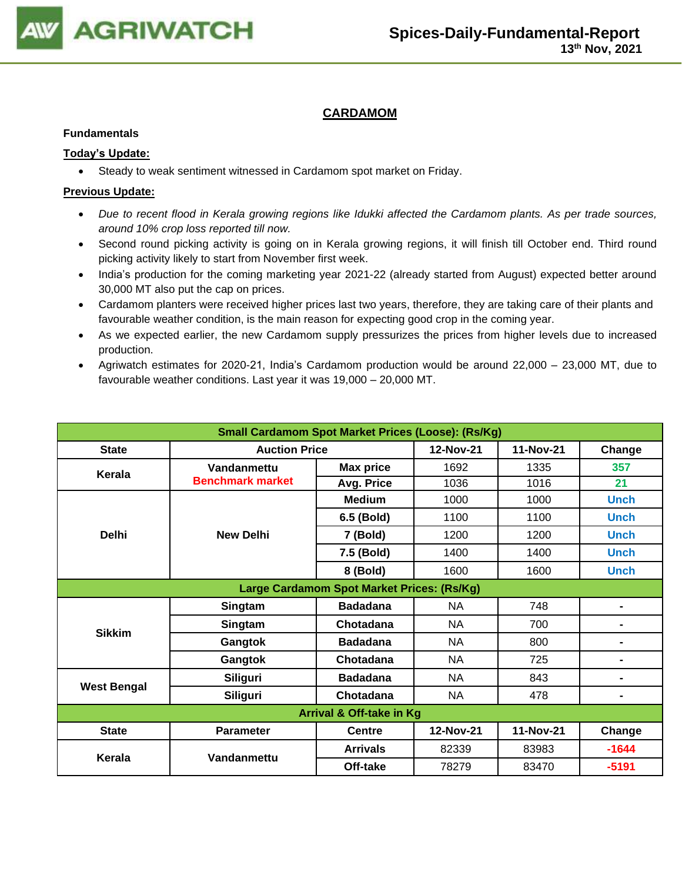## CARDAMOM

**Fundamentals**

**Today's Update:**

- Steady to weak sentiment witnessed in Cardamom spot market on Friday.

**Previous Update:**

- *Due to recent flood in Kerala growing regions like Idukki affected the Cardamom plants. As per trade sources, around 10% crop loss reported till now.*
- Second round picking activity is going on in Kerala growing regions, it will finish till October end. Third round picking activity likely to start from November first week.
- India's production for the coming marketing year 2021-22 (already started from August) expected better around 30,000 MT also put the cap on prices.
- Cardamom planters were received higher prices last two years, therefore, they are taking care of their plants and favourable weather condition, is the main reason for expecting good crop in the coming year.
- As we expected earlier, the new Cardamom supply pressurizes the prices from higher levels due to increased production.
- Agriwatch estimates for 2020-21, India's Cardamom production would be around 22,000 – 23,000 MT, due to favourable weather conditions. Last year it was 19,000 – 20,000 MT.

| Small Cardamom Spot Market Prices (Loose): (Rs/Kg) | | | | | |
|---|---|---|---|---|---|
| **State** | **Auction Price** | | **12-Nov-21** | **11-Nov-21** | **Change** |
| **Kerala** | **Vandanmettu** **Benchmark market** | **Max price** | 1692 | 1335 | 357 |
| | | **Avg. Price** | 1036 | 1016 | 21 |
| **Delhi** | **New Delhi** | **Medium** | 1000 | 1000 | Unch |
| | | **6.5 (Bold)** | 1100 | 1100 | Unch |
| | | **7 (Bold)** | 1200 | 1200 | Unch |
| | | **7.5 (Bold)** | 1400 | 1400 | Unch |
| | | **8 (Bold)** | 1600 | 1600 | Unch |
| **Large Cardamom Spot Market Prices: (Rs/Kg)** | | | | | |
| **Sikkim** | **Singtam** | **Badadana** | NA | 748 | - |
| | **Singtam** | **Chotadana** | NA | 700 | - |
| | **Gangtok** | **Badadana** | NA | 800 | - |
| | **Gangtok** | **Chotadana** | NA | 725 | - |
| **West Bengal** | **Siliguri** | **Badadana** | NA | 843 | - |
| | **Siliguri** | **Chotadana** | NA | 478 | - |
| **Arrival & Off-take in Kg** | | | | | |
| **State** | **Parameter** | **Centre** | **12-Nov-21** | **11-Nov-21** | **Change** |
| **Kerala** | **Vandanmettu** | **Arrivals** | 82339 | 83983 | -1644 |
| | | **Off-take** | 78279 | 83470 | -5191 |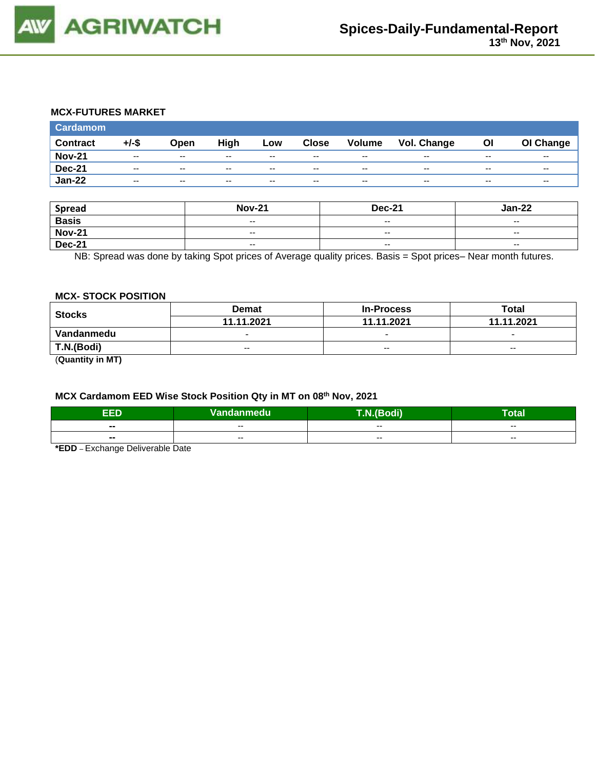### MCX-FUTURES MARKET

| Cardamom | | | | | | | | | |
|---|---|---|---|---|---|---|---|---|---|
| **Contract** | **+/-$** | **Open** | **High** | **Low** | **Close** | **Volume** | **Vol. Change** | **OI** | **OI Change** |
| **Nov-21** | -- | -- | -- | -- | -- | -- | -- | -- | -- |
| **Dec-21** | -- | -- | -- | -- | -- | -- | -- | -- | -- |
| **Jan-22** | -- | -- | -- | -- | -- | -- | -- | -- | -- |

| Spread | Nov-21 | Dec-21 | Jan-22 |
|---|---|---|---|
| **Basis** | -- | -- | -- |
| **Nov-21** | -- | -- | -- |
| **Dec-21** | -- | -- | -- |

NB: Spread was done by taking Spot prices of Average quality prices. Basis = Spot prices– Near month futures.

### MCX- STOCK POSITION

| Stocks | Demat | In-Process | Total |
|---|---|---|---|
| | **11.11.2021** | **11.11.2021** | **11.11.2021** |
| **Vandanmedu** | - | - | - |
| **T.N.(Bodi)** | -- | -- | -- |

(**Quantity in MT)**

### MCX Cardamom EED Wise Stock Position Qty in MT on 08th Nov, 2021

| EED | Vandanmedu | T.N.(Bodi) | Total |
|---|---|---|---|
| **--** | -- | -- | -- |
| **--** | -- | -- | -- |

***EDD** – Exchange Deliverable Date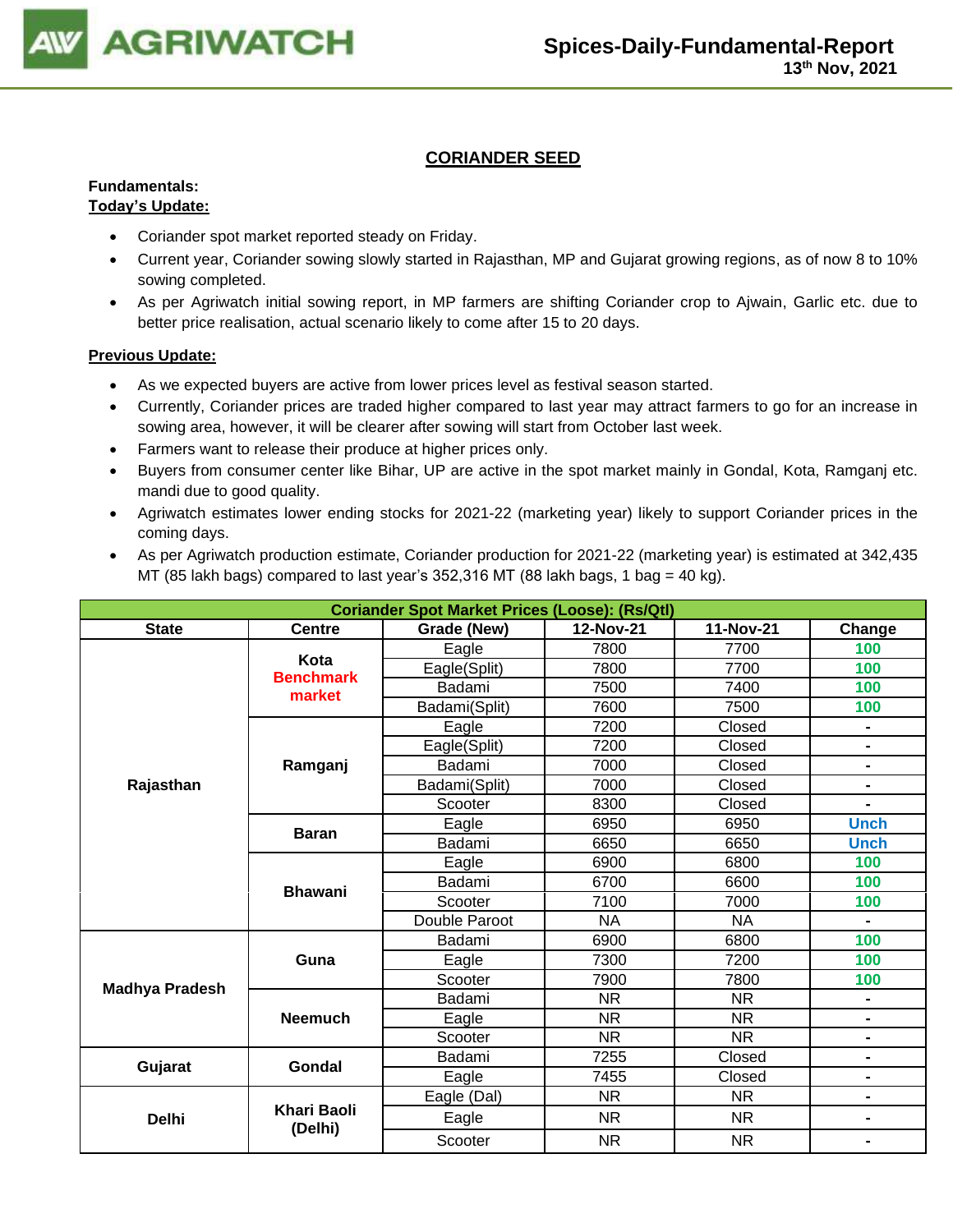## CORIANDER SEED

**Fundamentals:**

**Today's Update:**

- Coriander spot market reported steady on Friday.
- Current year, Coriander sowing slowly started in Rajasthan, MP and Gujarat growing regions, as of now 8 to 10% sowing completed.
- As per Agriwatch initial sowing report, in MP farmers are shifting Coriander crop to Ajwain, Garlic etc. due to better price realisation, actual scenario likely to come after 15 to 20 days.

**Previous Update:**

- As we expected buyers are active from lower prices level as festival season started.
- Currently, Coriander prices are traded higher compared to last year may attract farmers to go for an increase in sowing area, however, it will be clearer after sowing will start from October last week.
- Farmers want to release their produce at higher prices only.
- Buyers from consumer center like Bihar, UP are active in the spot market mainly in Gondal, Kota, Ramganj etc. mandi due to good quality.
- Agriwatch estimates lower ending stocks for 2021-22 (marketing year) likely to support Coriander prices in the coming days.
- As per Agriwatch production estimate, Coriander production for 2021-22 (marketing year) is estimated at 342,435 MT (85 lakh bags) compared to last year's 352,316 MT (88 lakh bags, 1 bag = 40 kg).

| Coriander Spot Market Prices (Loose): (Rs/Qtl) | | | | | |
|---|---|---|---|---|---|
| State | Centre | Grade (New) | 12-Nov-21 | 11-Nov-21 | Change |
| Rajasthan | Kota Benchmark market | Eagle | 7800 | 7700 | 100 |
| | | Eagle(Split) | 7800 | 7700 | 100 |
| | | Badami | 7500 | 7400 | 100 |
| | | Badami(Split) | 7600 | 7500 | 100 |
| | Ramganj | Eagle | 7200 | Closed | - |
| | | Eagle(Split) | 7200 | Closed | - |
| | | Badami | 7000 | Closed | - |
| | | Badami(Split) | 7000 | Closed | - |
| | | Scooter | 8300 | Closed | - |
| | Baran | Eagle | 6950 | 6950 | Unch |
| | | Badami | 6650 | 6650 | Unch |
| | Bhawani | Eagle | 6900 | 6800 | 100 |
| | | Badami | 6700 | 6600 | 100 |
| | | Scooter | 7100 | 7000 | 100 |
| | | Double Paroot | NA | NA | - |
| Madhya Pradesh | Guna | Badami | 6900 | 6800 | 100 |
| | | Eagle | 7300 | 7200 | 100 |
| | | Scooter | 7900 | 7800 | 100 |
| | Neemuch | Badami | NR | NR | - |
| | | Eagle | NR | NR | - |
| | | Scooter | NR | NR | - |
| Gujarat | Gondal | Badami | 7255 | Closed | - |
| | | Eagle | 7455 | Closed | - |
| Delhi | Khari Baoli (Delhi) | Eagle (Dal) | NR | NR | - |
| | | Eagle | NR | NR | - |
| | | Scooter | NR | NR | - |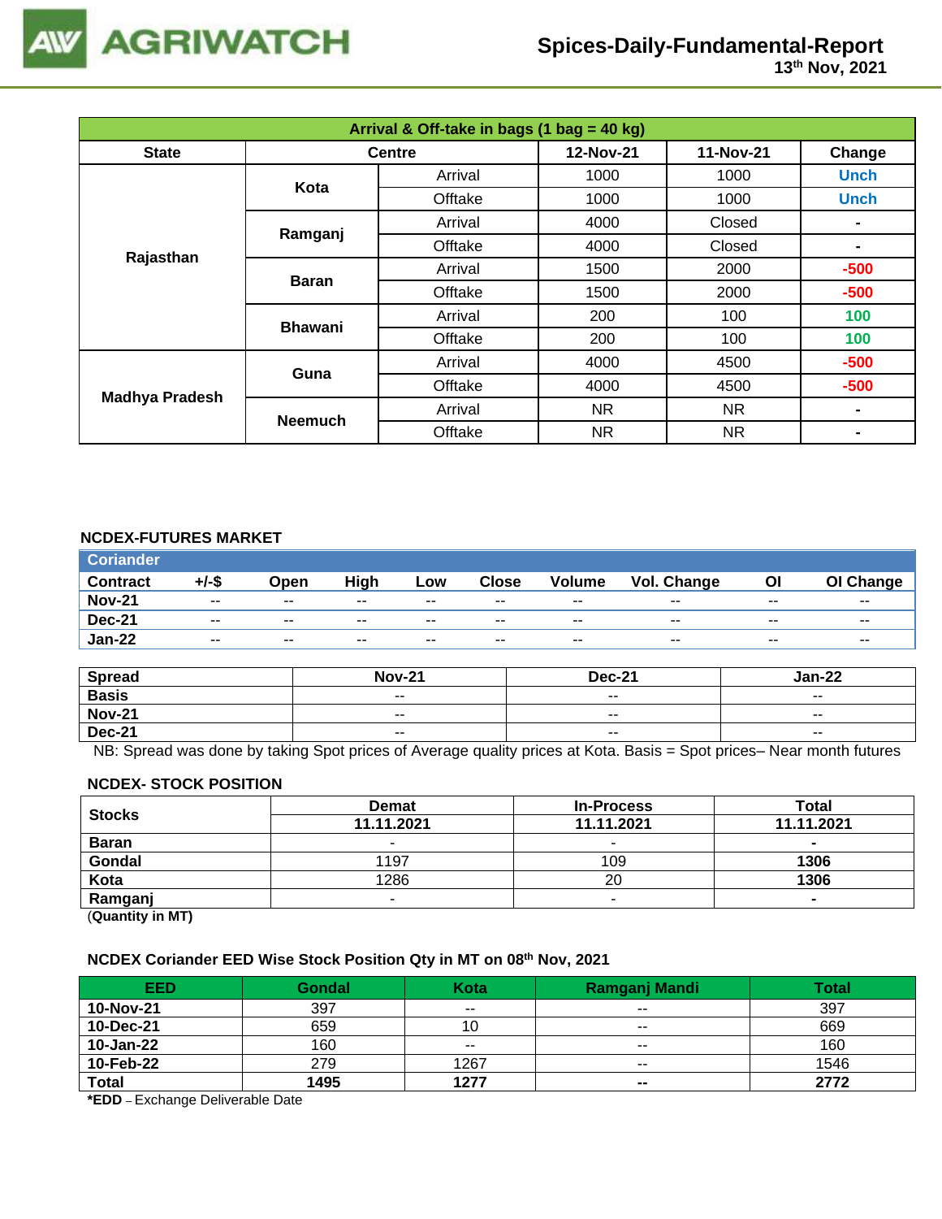| Arrival & Off-take in bags (1 bag = 40 kg) | | | | | |
|---|---|---|---|---|---|
| State | Centre | | 12-Nov-21 | 11-Nov-21 | Change |
| Rajasthan | Kota | Arrival | 1000 | 1000 | Unch |
| | | Offtake | 1000 | 1000 | Unch |
| | Ramganj | Arrival | 4000 | Closed | - |
| | | Offtake | 4000 | Closed | - |
| | Baran | Arrival | 1500 | 2000 | -500 |
| | | Offtake | 1500 | 2000 | -500 |
| | Bhawani | Arrival | 200 | 100 | 100 |
| | | Offtake | 200 | 100 | 100 |
| Madhya Pradesh | Guna | Arrival | 4000 | 4500 | -500 |
| | | Offtake | 4000 | 4500 | -500 |
| | Neemuch | Arrival | NR | NR | - |
| | | Offtake | NR | NR | - |

## NCDEX-FUTURES MARKET

| Coriander | | | | | | | | | |
|---|---|---|---|---|---|---|---|---|---|
| Contract | +/-$ | Open | High | Low | Close | Volume | Vol. Change | OI | OI Change |
| Nov-21 | -- | -- | -- | -- | -- | -- | -- | -- | -- |
| Dec-21 | -- | -- | -- | -- | -- | -- | -- | -- | -- |
| Jan-22 | -- | -- | -- | -- | -- | -- | -- | -- | -- |

| Spread | Nov-21 | Dec-21 | Jan-22 |
|---|---|---|---|
| Basis | -- | -- | -- |
| Nov-21 | -- | -- | -- |
| Dec-21 | -- | -- | -- |

NB: Spread was done by taking Spot prices of Average quality prices at Kota. Basis = Spot prices– Near month futures

## NCDEX- STOCK POSITION

| Stocks | Demat | In-Process | Total |
|---|---|---|---|
| | 11.11.2021 | 11.11.2021 | 11.11.2021 |
| Baran | - | - | - |
| Gondal | 1197 | 109 | **1306** |
| Kota | 1286 | 20 | **1306** |
| Ramganj | - | - | - |

(Quantity in MT)

## NCDEX Coriander EED Wise Stock Position Qty in MT on 08th Nov, 2021

| EED | Gondal | Kota | Ramganj Mandi | Total |
|---|---|---|---|---|
| 10-Nov-21 | 397 | -- | -- | 397 |
| 10-Dec-21 | 659 | 10 | -- | 669 |
| 10-Jan-22 | 160 | -- | -- | 160 |
| 10-Feb-22 | 279 | 1267 | -- | 1546 |
| Total | **1495** | **1277** | **--** | **2772** |

***EDD** – Exchange Deliverable Date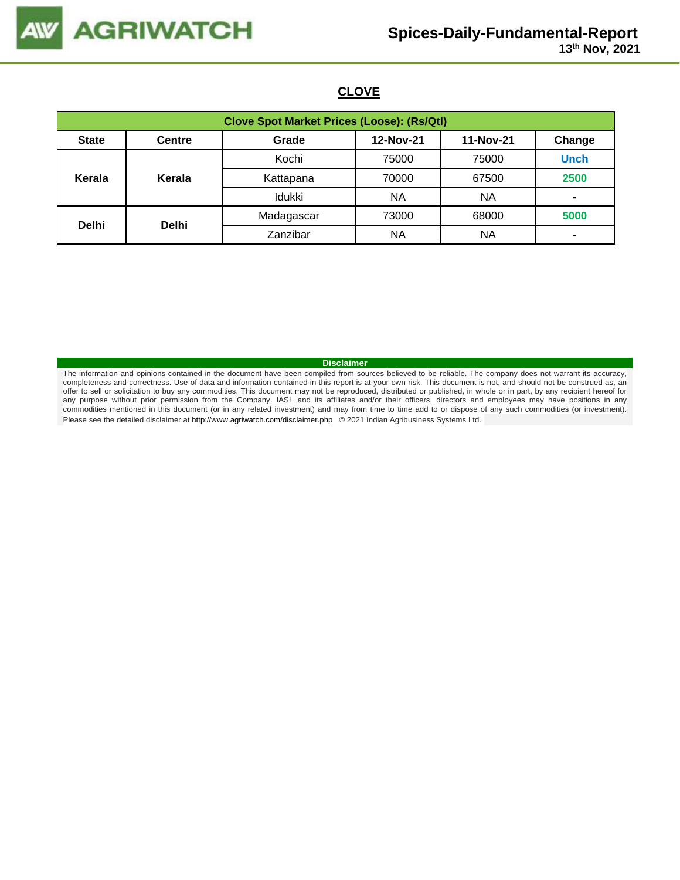## CLOVE

| Clove Spot Market Prices (Loose): (Rs/Qtl) | | | | | |
|---|---|---|---|---|---|
| **State** | **Centre** | **Grade** | **12-Nov-21** | **11-Nov-21** | **Change** |
| **Kerala** | **Kerala** | Kochi | 75000 | 75000 | **Unch** |
| | | Kattapana | 70000 | 67500 | **2500** |
| | | Idukki | NA | NA | **-** |
| **Delhi** | **Delhi** | Madagascar | 73000 | 68000 | **5000** |
| | | Zanzibar | NA | NA | **-** |

**Disclaimer**

The information and opinions contained in the document have been compiled from sources believed to be reliable. The company does not warrant its accuracy, completeness and correctness. Use of data and information contained in this report is at your own risk. This document is not, and should not be construed as, an offer to sell or solicitation to buy any commodities. This document may not be reproduced, distributed or published, in whole or in part, by any recipient hereof for any purpose without prior permission from the Company. IASL and its affiliates and/or their officers, directors and employees may have positions in any commodities mentioned in this document (or in any related investment) and may from time to time add to or dispose of any such commodities (or investment). Please see the detailed disclaimer at http://www.agriwatch.com/disclaimer.php © 2021 Indian Agribusiness Systems Ltd.